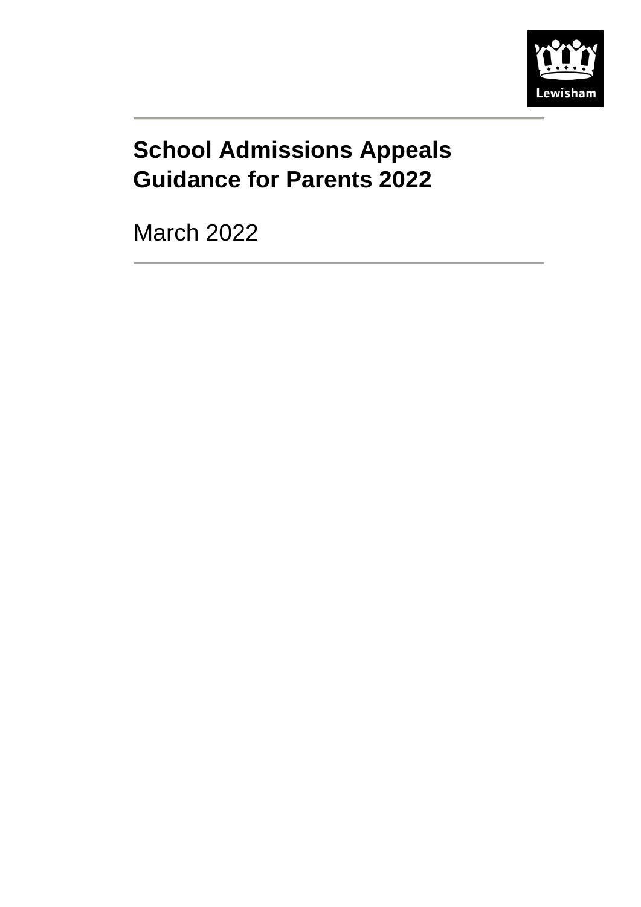Lewisham

# School Admissions Appeals Guidance for Parents 2022

March 2022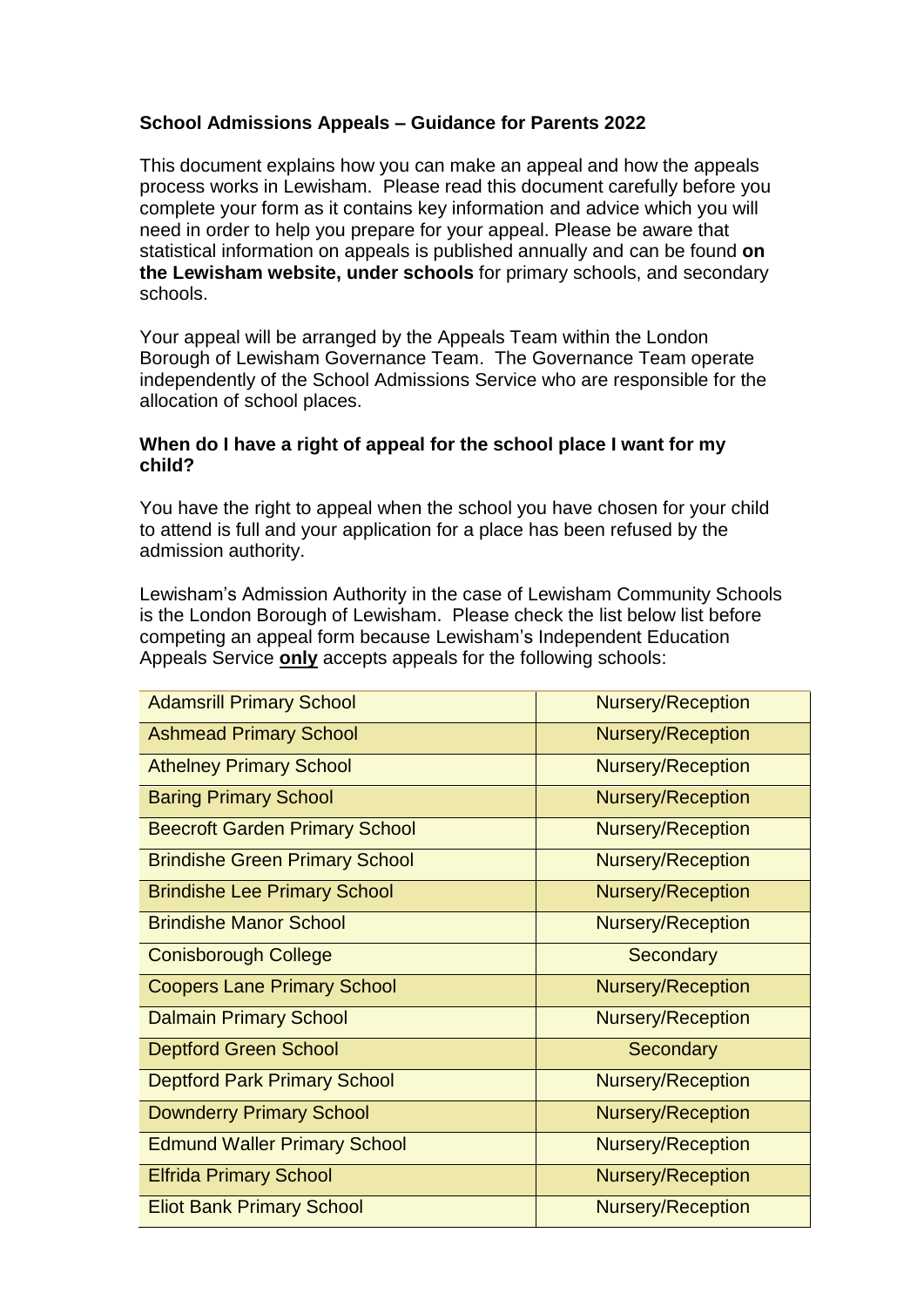**School Admissions Appeals – Guidance for Parents 2022**

This document explains how you can make an appeal and how the appeals process works in Lewisham. Please read this document carefully before you complete your form as it contains key information and advice which you will need in order to help you prepare for your appeal. Please be aware that statistical information on appeals is published annually and can be found **on the Lewisham website, under schools** for primary schools, and secondary schools.

Your appeal will be arranged by the Appeals Team within the London Borough of Lewisham Governance Team. The Governance Team operate independently of the School Admissions Service who are responsible for the allocation of school places.

**When do I have a right of appeal for the school place I want for my child?**

You have the right to appeal when the school you have chosen for your child to attend is full and your application for a place has been refused by the admission authority.

Lewisham's Admission Authority in the case of Lewisham Community Schools is the London Borough of Lewisham. Please check the list below list before competing an appeal form because Lewisham's Independent Education Appeals Service **only** accepts appeals for the following schools:

| School | Phase |
| --- | --- |
| Adamsrill Primary School | Nursery/Reception |
| Ashmead Primary School | Nursery/Reception |
| Athelney Primary School | Nursery/Reception |
| Baring Primary School | Nursery/Reception |
| Beecroft Garden Primary School | Nursery/Reception |
| Brindishe Green Primary School | Nursery/Reception |
| Brindishe Lee Primary School | Nursery/Reception |
| Brindishe Manor School | Nursery/Reception |
| Conisborough College | Secondary |
| Coopers Lane Primary School | Nursery/Reception |
| Dalmain Primary School | Nursery/Reception |
| Deptford Green School | Secondary |
| Deptford Park Primary School | Nursery/Reception |
| Downderry Primary School | Nursery/Reception |
| Edmund Waller Primary School | Nursery/Reception |
| Elfrida Primary School | Nursery/Reception |
| Eliot Bank Primary School | Nursery/Reception |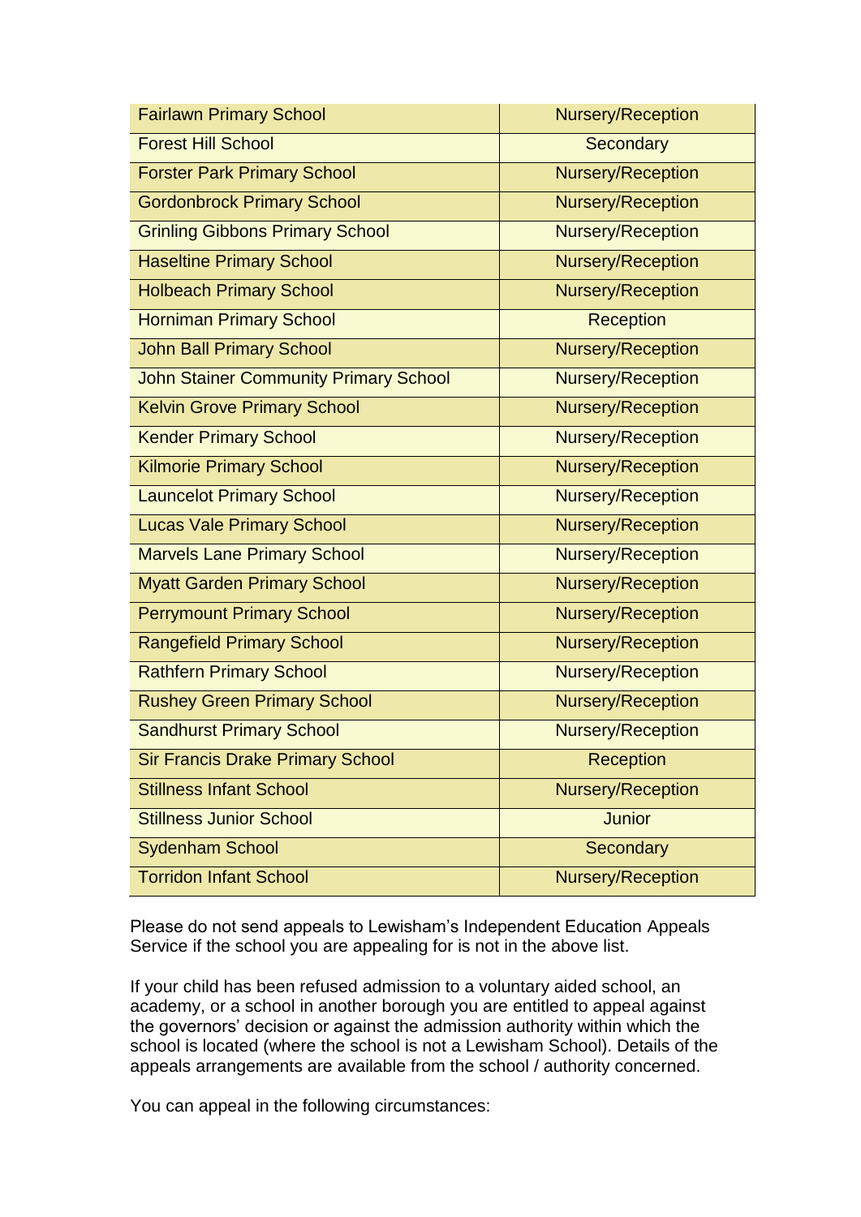| | |
|---|---|
| Fairlawn Primary School | Nursery/Reception |
| Forest Hill School | Secondary |
| Forster Park Primary School | Nursery/Reception |
| Gordonbrock Primary School | Nursery/Reception |
| Grinling Gibbons Primary School | Nursery/Reception |
| Haseltine Primary School | Nursery/Reception |
| Holbeach Primary School | Nursery/Reception |
| Horniman Primary School | Reception |
| John Ball Primary School | Nursery/Reception |
| John Stainer Community Primary School | Nursery/Reception |
| Kelvin Grove Primary School | Nursery/Reception |
| Kender Primary School | Nursery/Reception |
| Kilmorie Primary School | Nursery/Reception |
| Launcelot Primary School | Nursery/Reception |
| Lucas Vale Primary School | Nursery/Reception |
| Marvels Lane Primary School | Nursery/Reception |
| Myatt Garden Primary School | Nursery/Reception |
| Perrymount Primary School | Nursery/Reception |
| Rangefield Primary School | Nursery/Reception |
| Rathfern Primary School | Nursery/Reception |
| Rushey Green Primary School | Nursery/Reception |
| Sandhurst Primary School | Nursery/Reception |
| Sir Francis Drake Primary School | Reception |
| Stillness Infant School | Nursery/Reception |
| Stillness Junior School | Junior |
| Sydenham School | Secondary |
| Torridon Infant School | Nursery/Reception |

Please do not send appeals to Lewisham's Independent Education Appeals Service if the school you are appealing for is not in the above list.

If your child has been refused admission to a voluntary aided school, an academy, or a school in another borough you are entitled to appeal against the governors' decision or against the admission authority within which the school is located (where the school is not a Lewisham School). Details of the appeals arrangements are available from the school / authority concerned.

You can appeal in the following circumstances: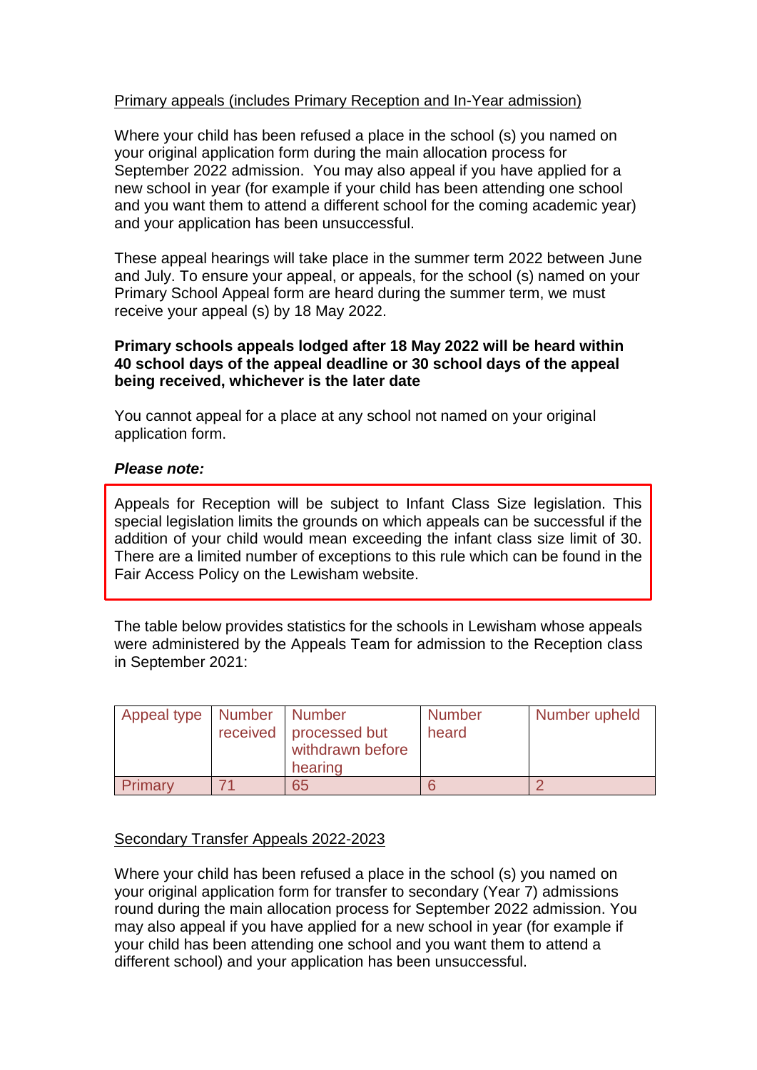Primary appeals (includes Primary Reception and In-Year admission)

Where your child has been refused a place in the school (s) you named on your original application form during the main allocation process for September 2022 admission. You may also appeal if you have applied for a new school in year (for example if your child has been attending one school and you want them to attend a different school for the coming academic year) and your application has been unsuccessful.

These appeal hearings will take place in the summer term 2022 between June and July. To ensure your appeal, or appeals, for the school (s) named on your Primary School Appeal form are heard during the summer term, we must receive your appeal (s) by 18 May 2022.

**Primary schools appeals lodged after 18 May 2022 will be heard within 40 school days of the appeal deadline or 30 school days of the appeal being received, whichever is the later date**

You cannot appeal for a place at any school not named on your original application form.

***Please note:***

Appeals for Reception will be subject to Infant Class Size legislation. This special legislation limits the grounds on which appeals can be successful if the addition of your child would mean exceeding the infant class size limit of 30. There are a limited number of exceptions to this rule which can be found in the Fair Access Policy on the Lewisham website.

The table below provides statistics for the schools in Lewisham whose appeals were administered by the Appeals Team for admission to the Reception class in September 2021:

| Appeal type | Number received | Number processed but withdrawn before hearing | Number heard | Number upheld |
|---|---|---|---|---|
| Primary | 71 | 65 | 6 | 2 |

Secondary Transfer Appeals 2022-2023

Where your child has been refused a place in the school (s) you named on your original application form for transfer to secondary (Year 7) admissions round during the main allocation process for September 2022 admission. You may also appeal if you have applied for a new school in year (for example if your child has been attending one school and you want them to attend a different school) and your application has been unsuccessful.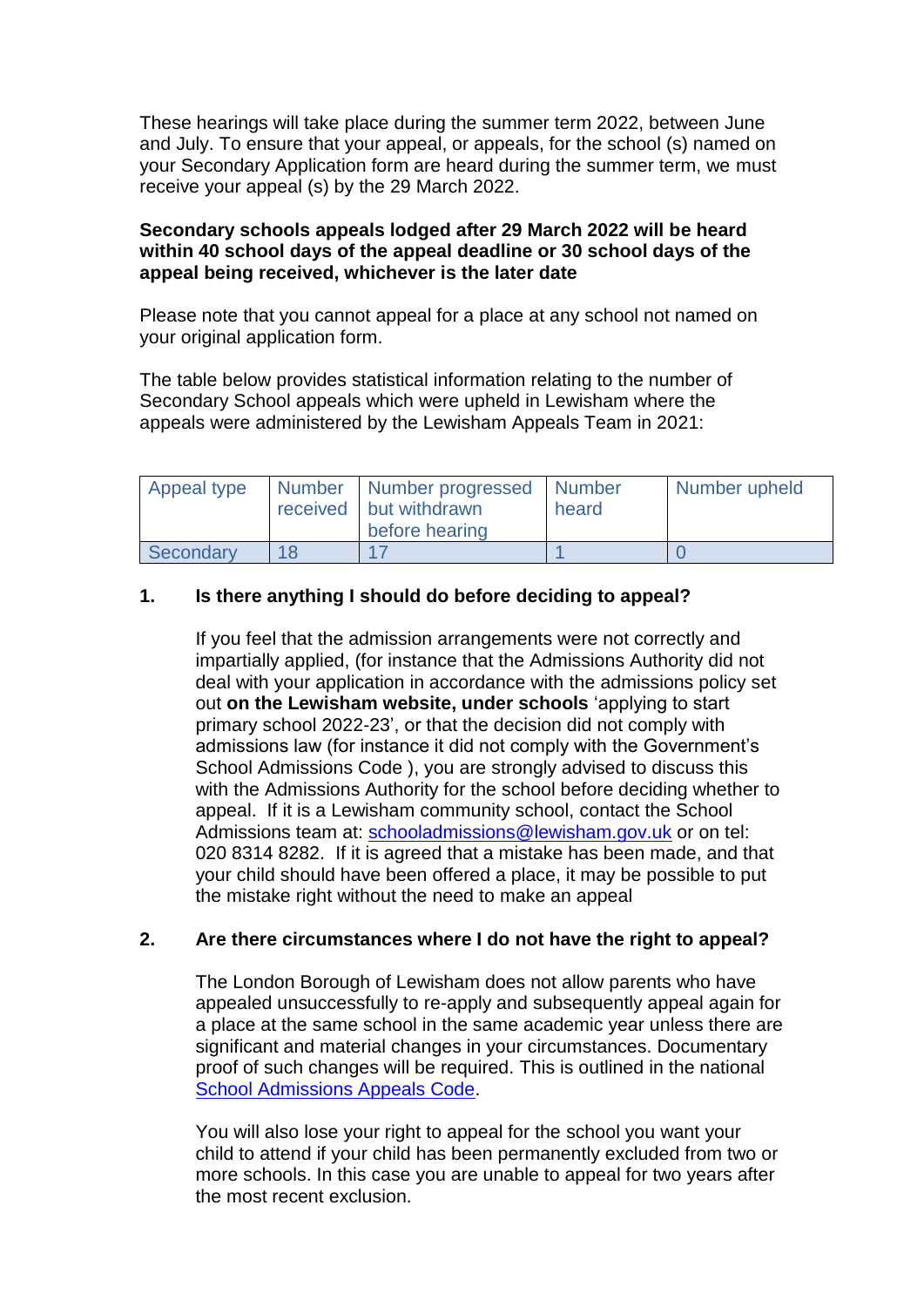These hearings will take place during the summer term 2022, between June and July. To ensure that your appeal, or appeals, for the school (s) named on your Secondary Application form are heard during the summer term, we must receive your appeal (s) by the 29 March 2022.

**Secondary schools appeals lodged after 29 March 2022 will be heard within 40 school days of the appeal deadline or 30 school days of the appeal being received, whichever is the later date**

Please note that you cannot appeal for a place at any school not named on your original application form.

The table below provides statistical information relating to the number of Secondary School appeals which were upheld in Lewisham where the appeals were administered by the Lewisham Appeals Team in 2021:

| Appeal type | Number received | Number progressed but withdrawn before hearing | Number heard | Number upheld |
|---|---|---|---|---|
| Secondary | 18 | 17 | 1 | 0 |

## 1. Is there anything I should do before deciding to appeal?

If you feel that the admission arrangements were not correctly and impartially applied, (for instance that the Admissions Authority did not deal with your application in accordance with the admissions policy set out **on the Lewisham website, under schools** 'applying to start primary school 2022-23', or that the decision did not comply with admissions law (for instance it did not comply with the Government's School Admissions Code ), you are strongly advised to discuss this with the Admissions Authority for the school before deciding whether to appeal. If it is a Lewisham community school, contact the School Admissions team at: schooladmissions@lewisham.gov.uk or on tel: 020 8314 8282. If it is agreed that a mistake has been made, and that your child should have been offered a place, it may be possible to put the mistake right without the need to make an appeal

## 2. Are there circumstances where I do not have the right to appeal?

The London Borough of Lewisham does not allow parents who have appealed unsuccessfully to re-apply and subsequently appeal again for a place at the same school in the same academic year unless there are significant and material changes in your circumstances. Documentary proof of such changes will be required. This is outlined in the national School Admissions Appeals Code.

You will also lose your right to appeal for the school you want your child to attend if your child has been permanently excluded from two or more schools. In this case you are unable to appeal for two years after the most recent exclusion.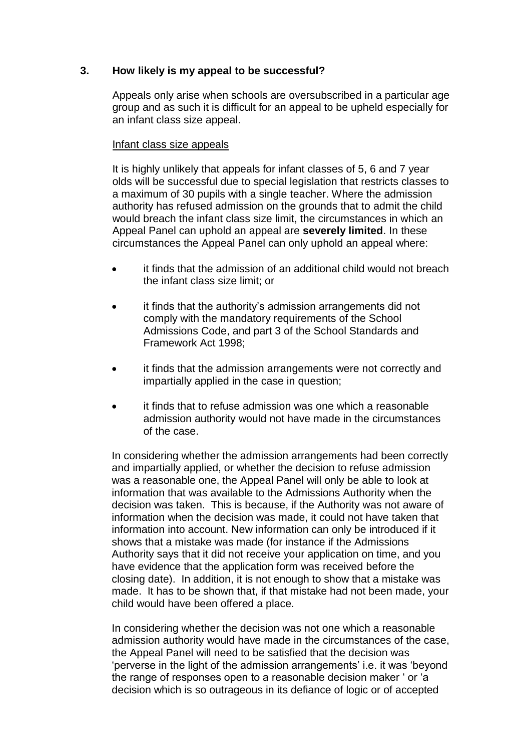## 3. How likely is my appeal to be successful?

Appeals only arise when schools are oversubscribed in a particular age group and as such it is difficult for an appeal to be upheld especially for an infant class size appeal.

Infant class size appeals

It is highly unlikely that appeals for infant classes of 5, 6 and 7 year olds will be successful due to special legislation that restricts classes to a maximum of 30 pupils with a single teacher. Where the admission authority has refused admission on the grounds that to admit the child would breach the infant class size limit, the circumstances in which an Appeal Panel can uphold an appeal are **severely limited**. In these circumstances the Appeal Panel can only uphold an appeal where:

- it finds that the admission of an additional child would not breach the infant class size limit; or
- it finds that the authority's admission arrangements did not comply with the mandatory requirements of the School Admissions Code, and part 3 of the School Standards and Framework Act 1998;
- it finds that the admission arrangements were not correctly and impartially applied in the case in question;
- it finds that to refuse admission was one which a reasonable admission authority would not have made in the circumstances of the case.

In considering whether the admission arrangements had been correctly and impartially applied, or whether the decision to refuse admission was a reasonable one, the Appeal Panel will only be able to look at information that was available to the Admissions Authority when the decision was taken. This is because, if the Authority was not aware of information when the decision was made, it could not have taken that information into account. New information can only be introduced if it shows that a mistake was made (for instance if the Admissions Authority says that it did not receive your application on time, and you have evidence that the application form was received before the closing date). In addition, it is not enough to show that a mistake was made. It has to be shown that, if that mistake had not been made, your child would have been offered a place.

In considering whether the decision was not one which a reasonable admission authority would have made in the circumstances of the case, the Appeal Panel will need to be satisfied that the decision was 'perverse in the light of the admission arrangements' i.e. it was 'beyond the range of responses open to a reasonable decision maker ' or 'a decision which is so outrageous in its defiance of logic or of accepted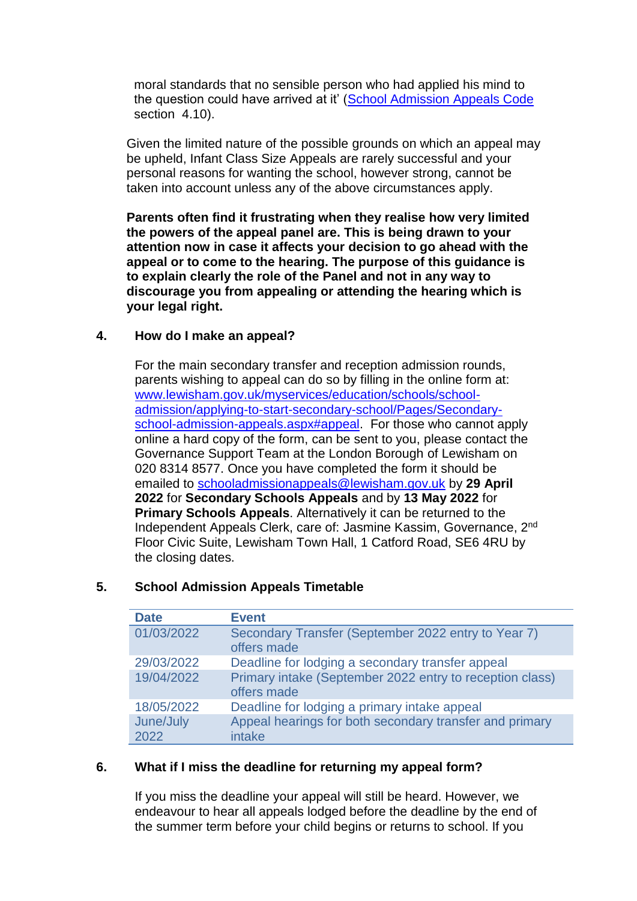moral standards that no sensible person who had applied his mind to the question could have arrived at it' ([School Admission Appeals Code](#) section 4.10).

Given the limited nature of the possible grounds on which an appeal may be upheld, Infant Class Size Appeals are rarely successful and your personal reasons for wanting the school, however strong, cannot be taken into account unless any of the above circumstances apply.

**Parents often find it frustrating when they realise how very limited the powers of the appeal panel are. This is being drawn to your attention now in case it affects your decision to go ahead with the appeal or to come to the hearing. The purpose of this guidance is to explain clearly the role of the Panel and not in any way to discourage you from appealing or attending the hearing which is your legal right.**

## 4. How do I make an appeal?

For the main secondary transfer and reception admission rounds, parents wishing to appeal can do so by filling in the online form at: [www.lewisham.gov.uk/myservices/education/schools/school-admission/applying-to-start-secondary-school/Pages/Secondary-school-admission-appeals.aspx#appeal](www.lewisham.gov.uk/myservices/education/schools/school-admission/applying-to-start-secondary-school/Pages/Secondary-school-admission-appeals.aspx#appeal). For those who cannot apply online a hard copy of the form, can be sent to you, please contact the Governance Support Team at the London Borough of Lewisham on 020 8314 8577. Once you have completed the form it should be emailed to [schooladmissionappeals@lewisham.gov.uk](mailto:schooladmissionappeals@lewisham.gov.uk) by **29 April 2022** for **Secondary Schools Appeals** and by **13 May 2022** for **Primary Schools Appeals**. Alternatively it can be returned to the Independent Appeals Clerk, care of: Jasmine Kassim, Governance, 2nd Floor Civic Suite, Lewisham Town Hall, 1 Catford Road, SE6 4RU by the closing dates.

## 5. School Admission Appeals Timetable

| Date | Event |
|---|---|
| 01/03/2022 | Secondary Transfer (September 2022 entry to Year 7) offers made |
| 29/03/2022 | Deadline for lodging a secondary transfer appeal |
| 19/04/2022 | Primary intake (September 2022 entry to reception class) offers made |
| 18/05/2022 | Deadline for lodging a primary intake appeal |
| June/July 2022 | Appeal hearings for both secondary transfer and primary intake |

## 6. What if I miss the deadline for returning my appeal form?

If you miss the deadline your appeal will still be heard. However, we endeavour to hear all appeals lodged before the deadline by the end of the summer term before your child begins or returns to school. If you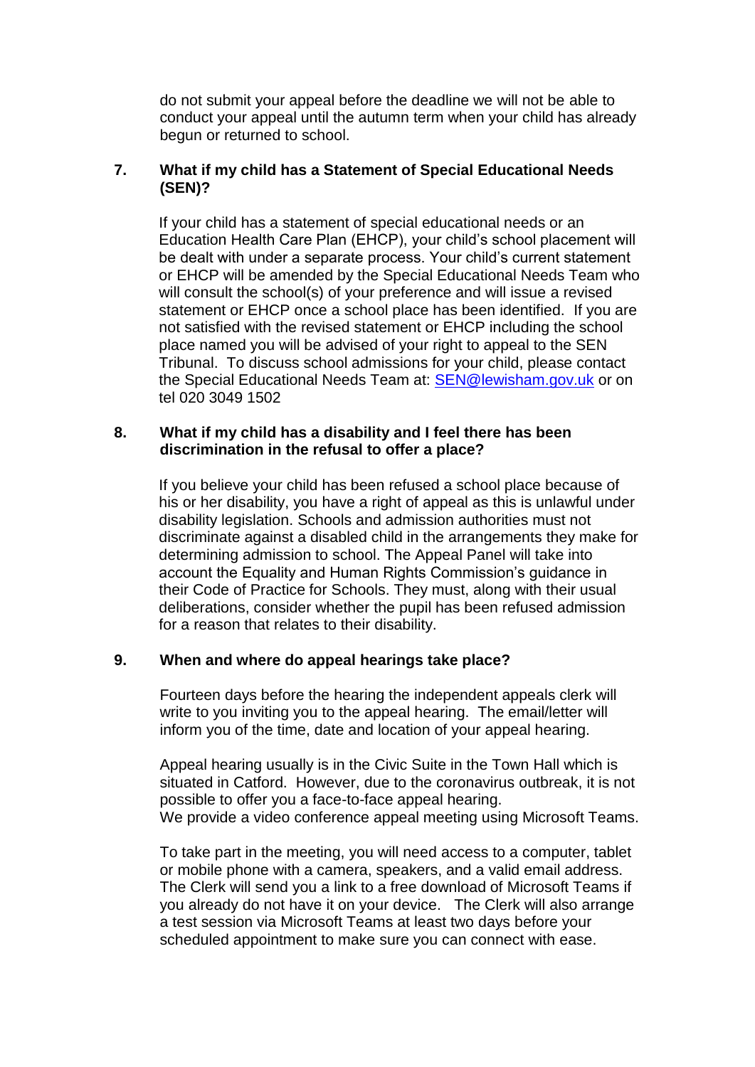do not submit your appeal before the deadline we will not be able to conduct your appeal until the autumn term when your child has already begun or returned to school.

## 7. What if my child has a Statement of Special Educational Needs (SEN)?

If your child has a statement of special educational needs or an Education Health Care Plan (EHCP), your child's school placement will be dealt with under a separate process. Your child's current statement or EHCP will be amended by the Special Educational Needs Team who will consult the school(s) of your preference and will issue a revised statement or EHCP once a school place has been identified. If you are not satisfied with the revised statement or EHCP including the school place named you will be advised of your right to appeal to the SEN Tribunal. To discuss school admissions for your child, please contact the Special Educational Needs Team at: [SEN@lewisham.gov.uk](mailto:SEN@lewisham.gov.uk) or on tel 020 3049 1502

## 8. What if my child has a disability and I feel there has been discrimination in the refusal to offer a place?

If you believe your child has been refused a school place because of his or her disability, you have a right of appeal as this is unlawful under disability legislation. Schools and admission authorities must not discriminate against a disabled child in the arrangements they make for determining admission to school. The Appeal Panel will take into account the Equality and Human Rights Commission's guidance in their Code of Practice for Schools. They must, along with their usual deliberations, consider whether the pupil has been refused admission for a reason that relates to their disability.

## 9. When and where do appeal hearings take place?

Fourteen days before the hearing the independent appeals clerk will write to you inviting you to the appeal hearing. The email/letter will inform you of the time, date and location of your appeal hearing.

Appeal hearing usually is in the Civic Suite in the Town Hall which is situated in Catford. However, due to the coronavirus outbreak, it is not possible to offer you a face-to-face appeal hearing.
We provide a video conference appeal meeting using Microsoft Teams.

To take part in the meeting, you will need access to a computer, tablet or mobile phone with a camera, speakers, and a valid email address. The Clerk will send you a link to a free download of Microsoft Teams if you already do not have it on your device. The Clerk will also arrange a test session via Microsoft Teams at least two days before your scheduled appointment to make sure you can connect with ease.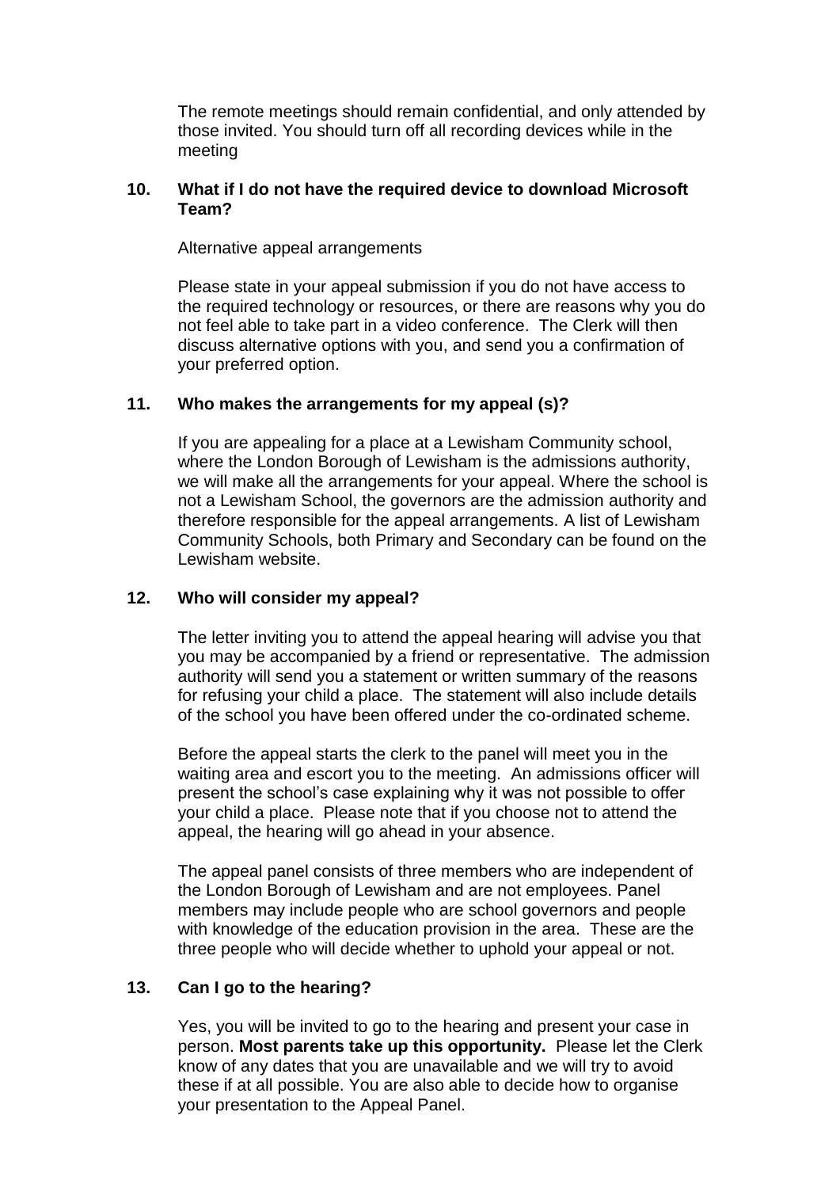The remote meetings should remain confidential, and only attended by those invited. You should turn off all recording devices while in the meeting

### 10. What if I do not have the required device to download Microsoft Team?

Alternative appeal arrangements

Please state in your appeal submission if you do not have access to the required technology or resources, or there are reasons why you do not feel able to take part in a video conference. The Clerk will then discuss alternative options with you, and send you a confirmation of your preferred option.

### 11. Who makes the arrangements for my appeal (s)?

If you are appealing for a place at a Lewisham Community school, where the London Borough of Lewisham is the admissions authority, we will make all the arrangements for your appeal. Where the school is not a Lewisham School, the governors are the admission authority and therefore responsible for the appeal arrangements. A list of Lewisham Community Schools, both Primary and Secondary can be found on the Lewisham website.

### 12. Who will consider my appeal?

The letter inviting you to attend the appeal hearing will advise you that you may be accompanied by a friend or representative. The admission authority will send you a statement or written summary of the reasons for refusing your child a place. The statement will also include details of the school you have been offered under the co-ordinated scheme.

Before the appeal starts the clerk to the panel will meet you in the waiting area and escort you to the meeting. An admissions officer will present the school's case explaining why it was not possible to offer your child a place. Please note that if you choose not to attend the appeal, the hearing will go ahead in your absence.

The appeal panel consists of three members who are independent of the London Borough of Lewisham and are not employees. Panel members may include people who are school governors and people with knowledge of the education provision in the area. These are the three people who will decide whether to uphold your appeal or not.

### 13. Can I go to the hearing?

Yes, you will be invited to go to the hearing and present your case in person. **Most parents take up this opportunity.** Please let the Clerk know of any dates that you are unavailable and we will try to avoid these if at all possible. You are also able to decide how to organise your presentation to the Appeal Panel.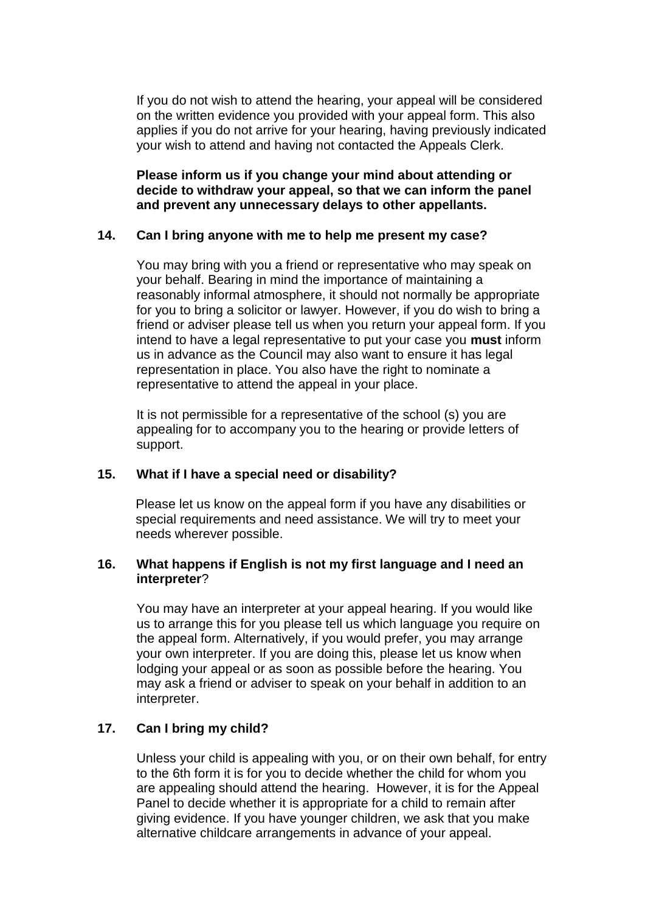If you do not wish to attend the hearing, your appeal will be considered on the written evidence you provided with your appeal form. This also applies if you do not arrive for your hearing, having previously indicated your wish to attend and having not contacted the Appeals Clerk.

**Please inform us if you change your mind about attending or decide to withdraw your appeal, so that we can inform the panel and prevent any unnecessary delays to other appellants.**

### 14. Can I bring anyone with me to help me present my case?

You may bring with you a friend or representative who may speak on your behalf. Bearing in mind the importance of maintaining a reasonably informal atmosphere, it should not normally be appropriate for you to bring a solicitor or lawyer. However, if you do wish to bring a friend or adviser please tell us when you return your appeal form. If you intend to have a legal representative to put your case you **must** inform us in advance as the Council may also want to ensure it has legal representation in place. You also have the right to nominate a representative to attend the appeal in your place.

It is not permissible for a representative of the school (s) you are appealing for to accompany you to the hearing or provide letters of support.

### 15. What if I have a special need or disability?

Please let us know on the appeal form if you have any disabilities or special requirements and need assistance. We will try to meet your needs wherever possible.

### 16. What happens if English is not my first language and I need an interpreter?

You may have an interpreter at your appeal hearing. If you would like us to arrange this for you please tell us which language you require on the appeal form. Alternatively, if you would prefer, you may arrange your own interpreter. If you are doing this, please let us know when lodging your appeal or as soon as possible before the hearing. You may ask a friend or adviser to speak on your behalf in addition to an interpreter.

### 17. Can I bring my child?

Unless your child is appealing with you, or on their own behalf, for entry to the 6th form it is for you to decide whether the child for whom you are appealing should attend the hearing. However, it is for the Appeal Panel to decide whether it is appropriate for a child to remain after giving evidence. If you have younger children, we ask that you make alternative childcare arrangements in advance of your appeal.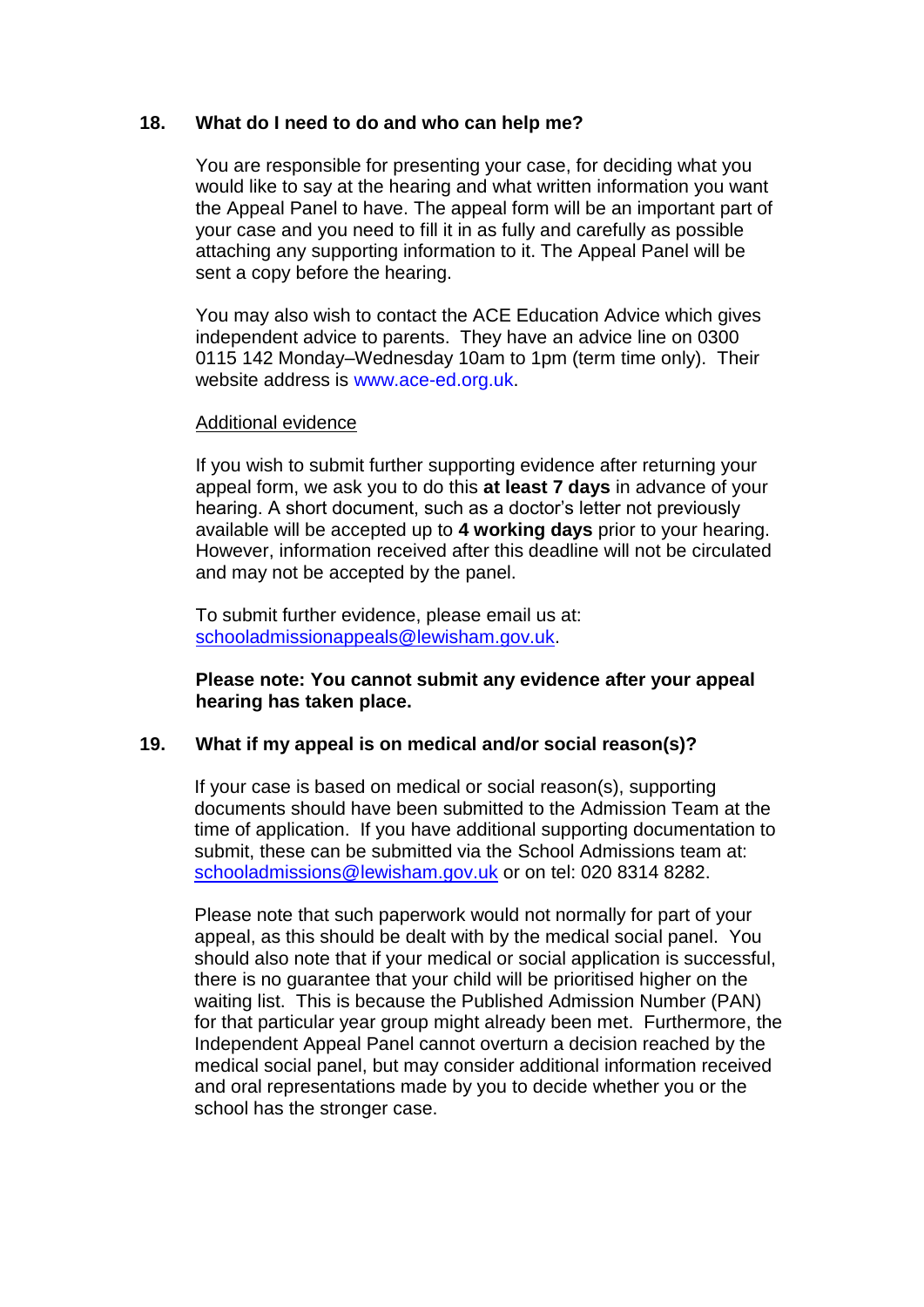## 18. What do I need to do and who can help me?

You are responsible for presenting your case, for deciding what you would like to say at the hearing and what written information you want the Appeal Panel to have. The appeal form will be an important part of your case and you need to fill it in as fully and carefully as possible attaching any supporting information to it. The Appeal Panel will be sent a copy before the hearing.

You may also wish to contact the ACE Education Advice which gives independent advice to parents. They have an advice line on 0300 0115 142 Monday–Wednesday 10am to 1pm (term time only). Their website address is www.ace-ed.org.uk.

<u>Additional evidence</u>

If you wish to submit further supporting evidence after returning your appeal form, we ask you to do this **at least 7 days** in advance of your hearing. A short document, such as a doctor's letter not previously available will be accepted up to **4 working days** prior to your hearing. However, information received after this deadline will not be circulated and may not be accepted by the panel.

To submit further evidence, please email us at: schooladmissionappeals@lewisham.gov.uk.

**Please note: You cannot submit any evidence after your appeal hearing has taken place.**

## 19. What if my appeal is on medical and/or social reason(s)?

If your case is based on medical or social reason(s), supporting documents should have been submitted to the Admission Team at the time of application. If you have additional supporting documentation to submit, these can be submitted via the School Admissions team at: schooladmissions@lewisham.gov.uk or on tel: 020 8314 8282.

Please note that such paperwork would not normally for part of your appeal, as this should be dealt with by the medical social panel. You should also note that if your medical or social application is successful, there is no guarantee that your child will be prioritised higher on the waiting list. This is because the Published Admission Number (PAN) for that particular year group might already been met. Furthermore, the Independent Appeal Panel cannot overturn a decision reached by the medical social panel, but may consider additional information received and oral representations made by you to decide whether you or the school has the stronger case.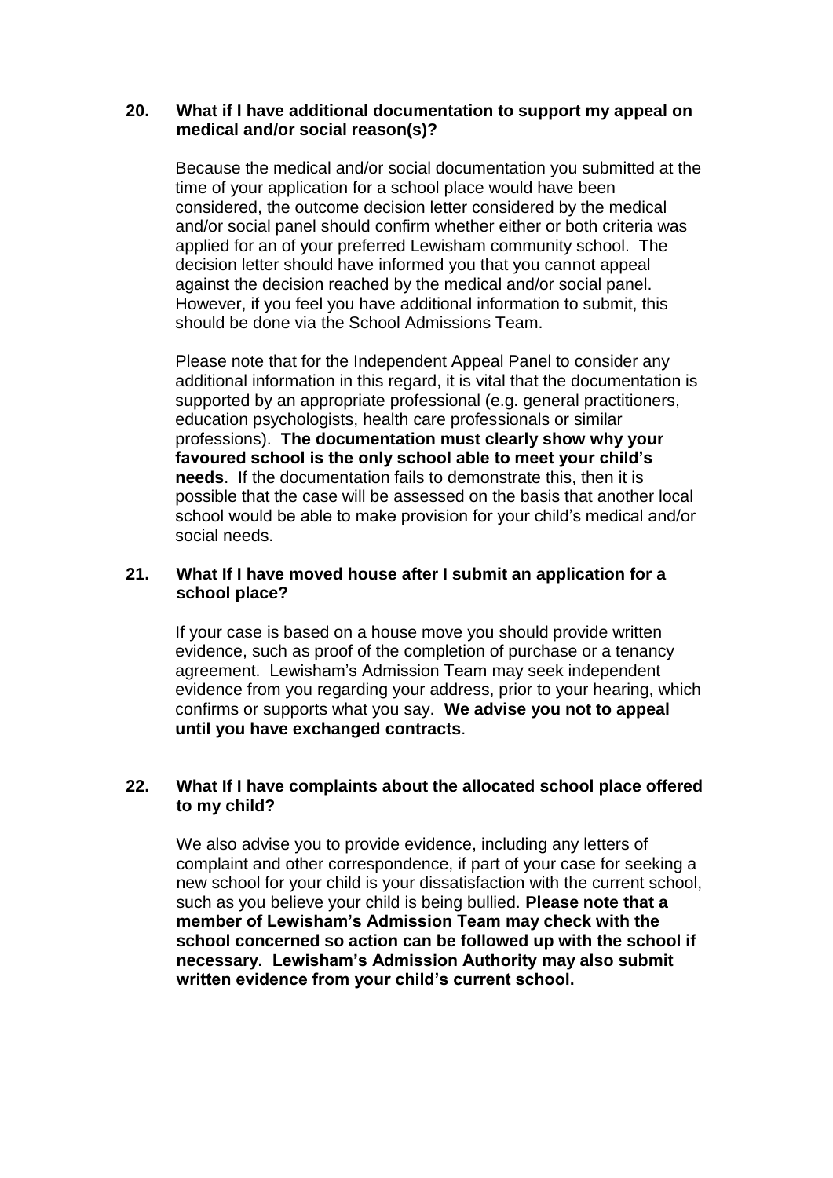### 20. What if I have additional documentation to support my appeal on medical and/or social reason(s)?

Because the medical and/or social documentation you submitted at the time of your application for a school place would have been considered, the outcome decision letter considered by the medical and/or social panel should confirm whether either or both criteria was applied for an of your preferred Lewisham community school. The decision letter should have informed you that you cannot appeal against the decision reached by the medical and/or social panel. However, if you feel you have additional information to submit, this should be done via the School Admissions Team.

Please note that for the Independent Appeal Panel to consider any additional information in this regard, it is vital that the documentation is supported by an appropriate professional (e.g. general practitioners, education psychologists, health care professionals or similar professions). **The documentation must clearly show why your favoured school is the only school able to meet your child's needs**. If the documentation fails to demonstrate this, then it is possible that the case will be assessed on the basis that another local school would be able to make provision for your child's medical and/or social needs.

### 21. What If I have moved house after I submit an application for a school place?

If your case is based on a house move you should provide written evidence, such as proof of the completion of purchase or a tenancy agreement. Lewisham's Admission Team may seek independent evidence from you regarding your address, prior to your hearing, which confirms or supports what you say. **We advise you not to appeal until you have exchanged contracts**.

### 22. What If I have complaints about the allocated school place offered to my child?

We also advise you to provide evidence, including any letters of complaint and other correspondence, if part of your case for seeking a new school for your child is your dissatisfaction with the current school, such as you believe your child is being bullied. **Please note that a member of Lewisham's Admission Team may check with the school concerned so action can be followed up with the school if necessary. Lewisham's Admission Authority may also submit written evidence from your child's current school.**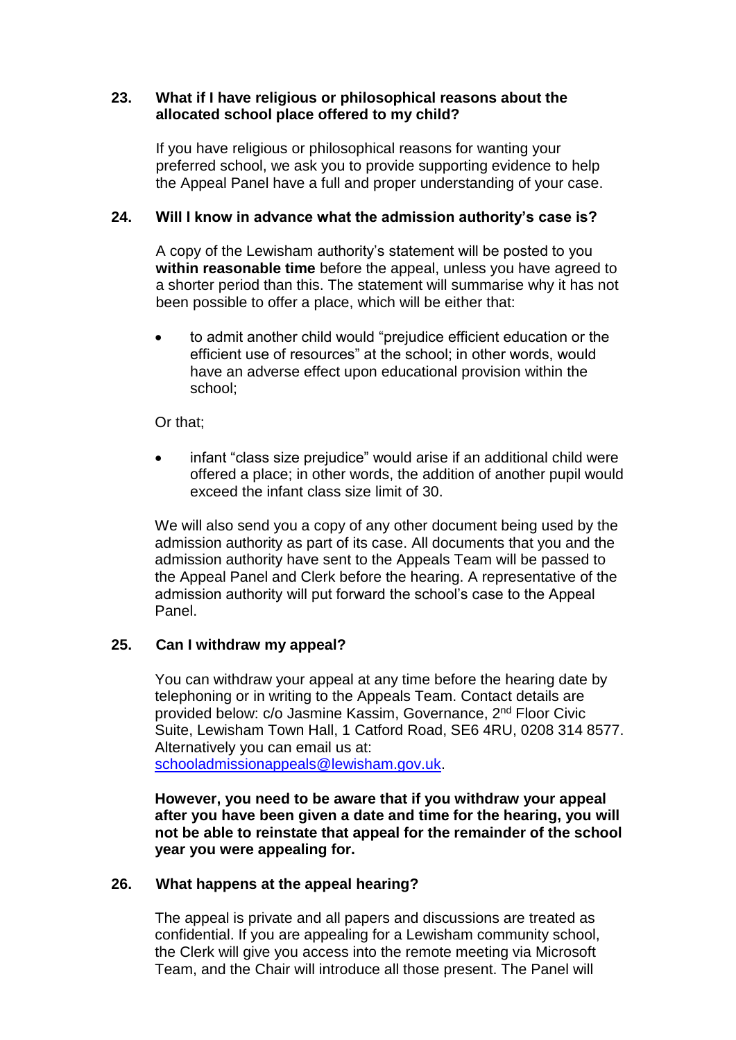## 23. What if I have religious or philosophical reasons about the allocated school place offered to my child?

If you have religious or philosophical reasons for wanting your preferred school, we ask you to provide supporting evidence to help the Appeal Panel have a full and proper understanding of your case.

## 24. Will I know in advance what the admission authority's case is?

A copy of the Lewisham authority's statement will be posted to you **within reasonable time** before the appeal, unless you have agreed to a shorter period than this. The statement will summarise why it has not been possible to offer a place, which will be either that:

- to admit another child would "prejudice efficient education or the efficient use of resources" at the school; in other words, would have an adverse effect upon educational provision within the school;

Or that;

- infant "class size prejudice" would arise if an additional child were offered a place; in other words, the addition of another pupil would exceed the infant class size limit of 30.

We will also send you a copy of any other document being used by the admission authority as part of its case. All documents that you and the admission authority have sent to the Appeals Team will be passed to the Appeal Panel and Clerk before the hearing. A representative of the admission authority will put forward the school's case to the Appeal Panel.

## 25. Can I withdraw my appeal?

You can withdraw your appeal at any time before the hearing date by telephoning or in writing to the Appeals Team. Contact details are provided below: c/o Jasmine Kassim, Governance, 2nd Floor Civic Suite, Lewisham Town Hall, 1 Catford Road, SE6 4RU, 0208 314 8577. Alternatively you can email us at: schooladmissionappeals@lewisham.gov.uk.

**However, you need to be aware that if you withdraw your appeal after you have been given a date and time for the hearing, you will not be able to reinstate that appeal for the remainder of the school year you were appealing for.**

## 26. What happens at the appeal hearing?

The appeal is private and all papers and discussions are treated as confidential. If you are appealing for a Lewisham community school, the Clerk will give you access into the remote meeting via Microsoft Team, and the Chair will introduce all those present. The Panel will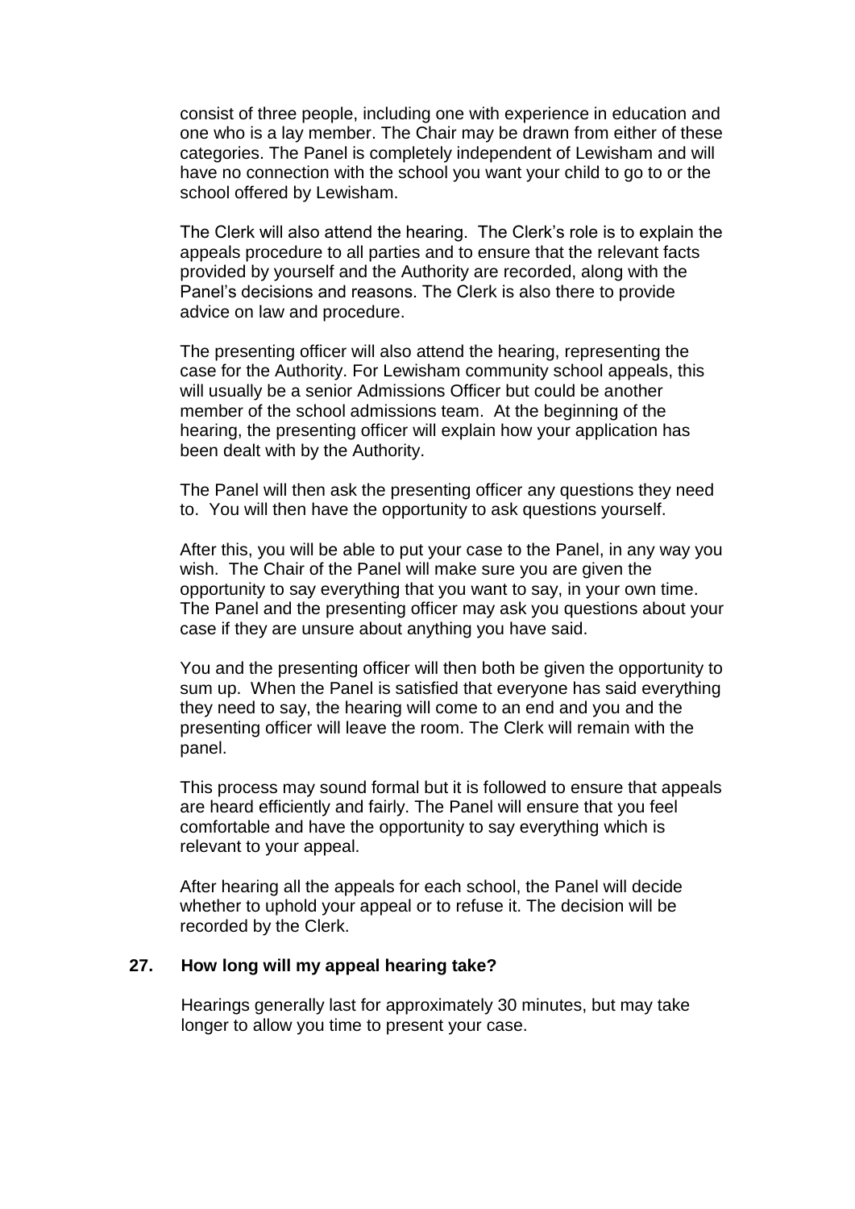consist of three people, including one with experience in education and one who is a lay member. The Chair may be drawn from either of these categories. The Panel is completely independent of Lewisham and will have no connection with the school you want your child to go to or the school offered by Lewisham.

The Clerk will also attend the hearing. The Clerk's role is to explain the appeals procedure to all parties and to ensure that the relevant facts provided by yourself and the Authority are recorded, along with the Panel's decisions and reasons. The Clerk is also there to provide advice on law and procedure.

The presenting officer will also attend the hearing, representing the case for the Authority. For Lewisham community school appeals, this will usually be a senior Admissions Officer but could be another member of the school admissions team. At the beginning of the hearing, the presenting officer will explain how your application has been dealt with by the Authority.

The Panel will then ask the presenting officer any questions they need to. You will then have the opportunity to ask questions yourself.

After this, you will be able to put your case to the Panel, in any way you wish. The Chair of the Panel will make sure you are given the opportunity to say everything that you want to say, in your own time. The Panel and the presenting officer may ask you questions about your case if they are unsure about anything you have said.

You and the presenting officer will then both be given the opportunity to sum up. When the Panel is satisfied that everyone has said everything they need to say, the hearing will come to an end and you and the presenting officer will leave the room. The Clerk will remain with the panel.

This process may sound formal but it is followed to ensure that appeals are heard efficiently and fairly. The Panel will ensure that you feel comfortable and have the opportunity to say everything which is relevant to your appeal.

After hearing all the appeals for each school, the Panel will decide whether to uphold your appeal or to refuse it. The decision will be recorded by the Clerk.

**27. How long will my appeal hearing take?**

Hearings generally last for approximately 30 minutes, but may take longer to allow you time to present your case.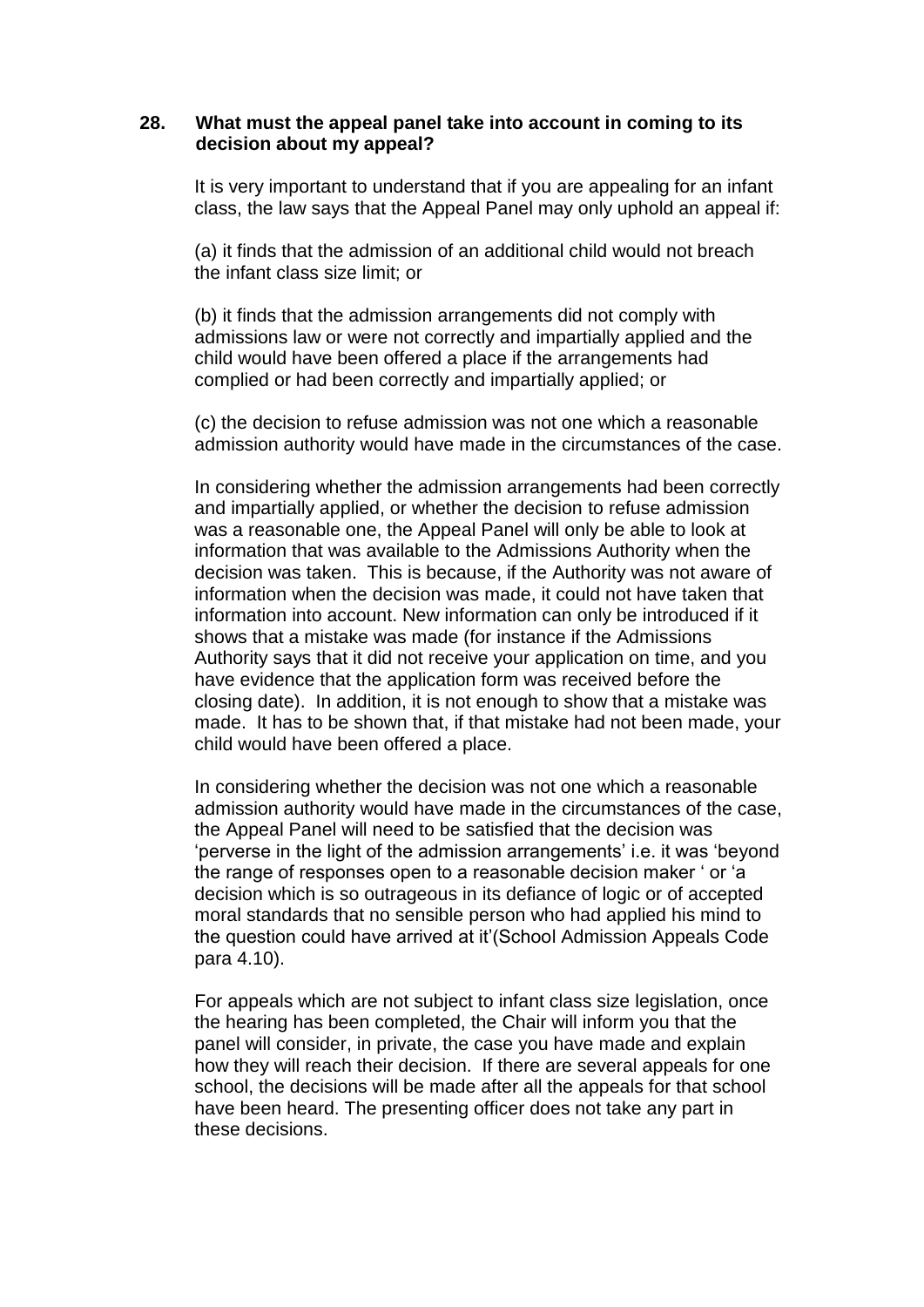### 28. What must the appeal panel take into account in coming to its decision about my appeal?

It is very important to understand that if you are appealing for an infant class, the law says that the Appeal Panel may only uphold an appeal if:

(a) it finds that the admission of an additional child would not breach the infant class size limit; or

(b) it finds that the admission arrangements did not comply with admissions law or were not correctly and impartially applied and the child would have been offered a place if the arrangements had complied or had been correctly and impartially applied; or

(c) the decision to refuse admission was not one which a reasonable admission authority would have made in the circumstances of the case.

In considering whether the admission arrangements had been correctly and impartially applied, or whether the decision to refuse admission was a reasonable one, the Appeal Panel will only be able to look at information that was available to the Admissions Authority when the decision was taken. This is because, if the Authority was not aware of information when the decision was made, it could not have taken that information into account. New information can only be introduced if it shows that a mistake was made (for instance if the Admissions Authority says that it did not receive your application on time, and you have evidence that the application form was received before the closing date). In addition, it is not enough to show that a mistake was made. It has to be shown that, if that mistake had not been made, your child would have been offered a place.

In considering whether the decision was not one which a reasonable admission authority would have made in the circumstances of the case, the Appeal Panel will need to be satisfied that the decision was 'perverse in the light of the admission arrangements' i.e. it was 'beyond the range of responses open to a reasonable decision maker ' or 'a decision which is so outrageous in its defiance of logic or of accepted moral standards that no sensible person who had applied his mind to the question could have arrived at it'(School Admission Appeals Code para 4.10).

For appeals which are not subject to infant class size legislation, once the hearing has been completed, the Chair will inform you that the panel will consider, in private, the case you have made and explain how they will reach their decision. If there are several appeals for one school, the decisions will be made after all the appeals for that school have been heard. The presenting officer does not take any part in these decisions.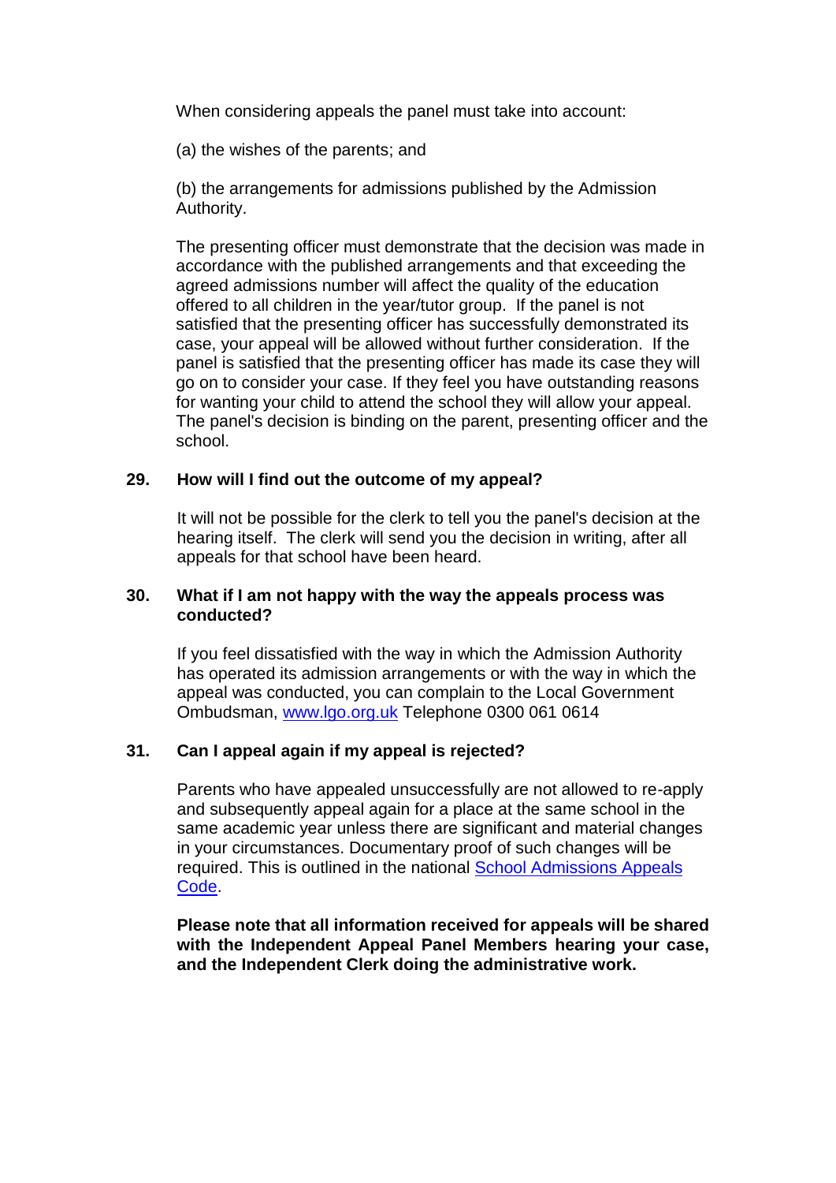When considering appeals the panel must take into account:

(a) the wishes of the parents; and

(b) the arrangements for admissions published by the Admission Authority.

The presenting officer must demonstrate that the decision was made in accordance with the published arrangements and that exceeding the agreed admissions number will affect the quality of the education offered to all children in the year/tutor group. If the panel is not satisfied that the presenting officer has successfully demonstrated its case, your appeal will be allowed without further consideration. If the panel is satisfied that the presenting officer has made its case they will go on to consider your case. If they feel you have outstanding reasons for wanting your child to attend the school they will allow your appeal. The panel's decision is binding on the parent, presenting officer and the school.

**29. How will I find out the outcome of my appeal?**

It will not be possible for the clerk to tell you the panel's decision at the hearing itself. The clerk will send you the decision in writing, after all appeals for that school have been heard.

**30. What if I am not happy with the way the appeals process was conducted?**

If you feel dissatisfied with the way in which the Admission Authority has operated its admission arrangements or with the way in which the appeal was conducted, you can complain to the Local Government Ombudsman, [www.lgo.org.uk](http://www.lgo.org.uk) Telephone 0300 061 0614

**31. Can I appeal again if my appeal is rejected?**

Parents who have appealed unsuccessfully are not allowed to re-apply and subsequently appeal again for a place at the same school in the same academic year unless there are significant and material changes in your circumstances. Documentary proof of such changes will be required. This is outlined in the national School Admissions Appeals Code.

**Please note that all information received for appeals will be shared with the Independent Appeal Panel Members hearing your case, and the Independent Clerk doing the administrative work.**